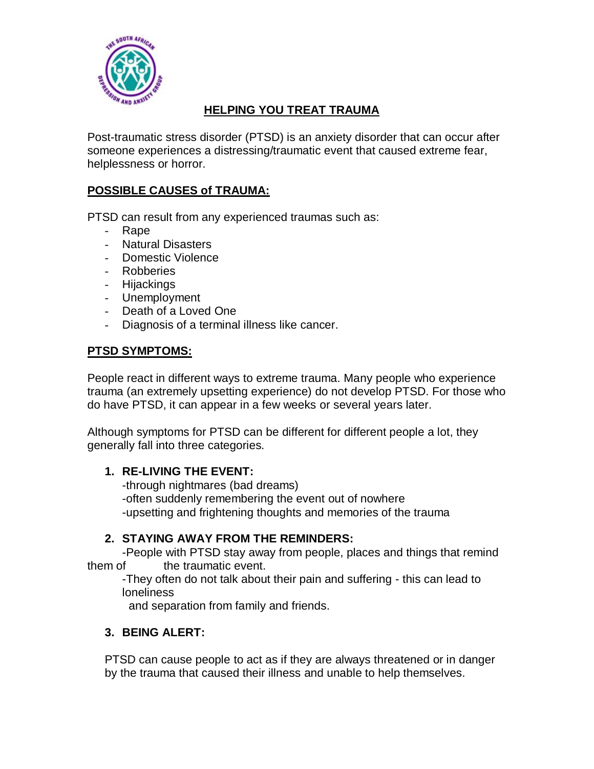# HELPING YOU TREAT TRAUMA

Post-traumatic stress disorder (PTSD) is an anxiety disorder that can occur after someone experiences a distressing/traumatic event that caused extreme fear, helplessness or horror.

## POSSIBLE CAUSES of TRAUMA:

PTSD can result from any experienced traumas such as:

- Rape
- Natural Disasters
- Domestic Violence
- Robberies
- Hijackings
- Unemployment
- Death of a Loved One
- Diagnosis of a terminal illness like cancer.

## PTSD SYMPTOMS:

People react in different ways to extreme trauma. Many people who experience trauma (an extremely upsetting experience) do not develop PTSD. For those who do have PTSD, it can appear in a few weeks or several years later.

Although symptoms for PTSD can be different for different people a lot, they generally fall into three categories.

1. **RE-LIVING THE EVENT:**
   - through nightmares (bad dreams)
   - often suddenly remembering the event out of nowhere
   - upsetting and frightening thoughts and memories of the trauma

2. **STAYING AWAY FROM THE REMINDERS:**
   - People with PTSD stay away from people, places and things that remind them of the traumatic event.
   - They often do not talk about their pain and suffering - this can lead to loneliness and separation from family and friends.

3. **BEING ALERT:**

   PTSD can cause people to act as if they are always threatened or in danger by the trauma that caused their illness and unable to help themselves.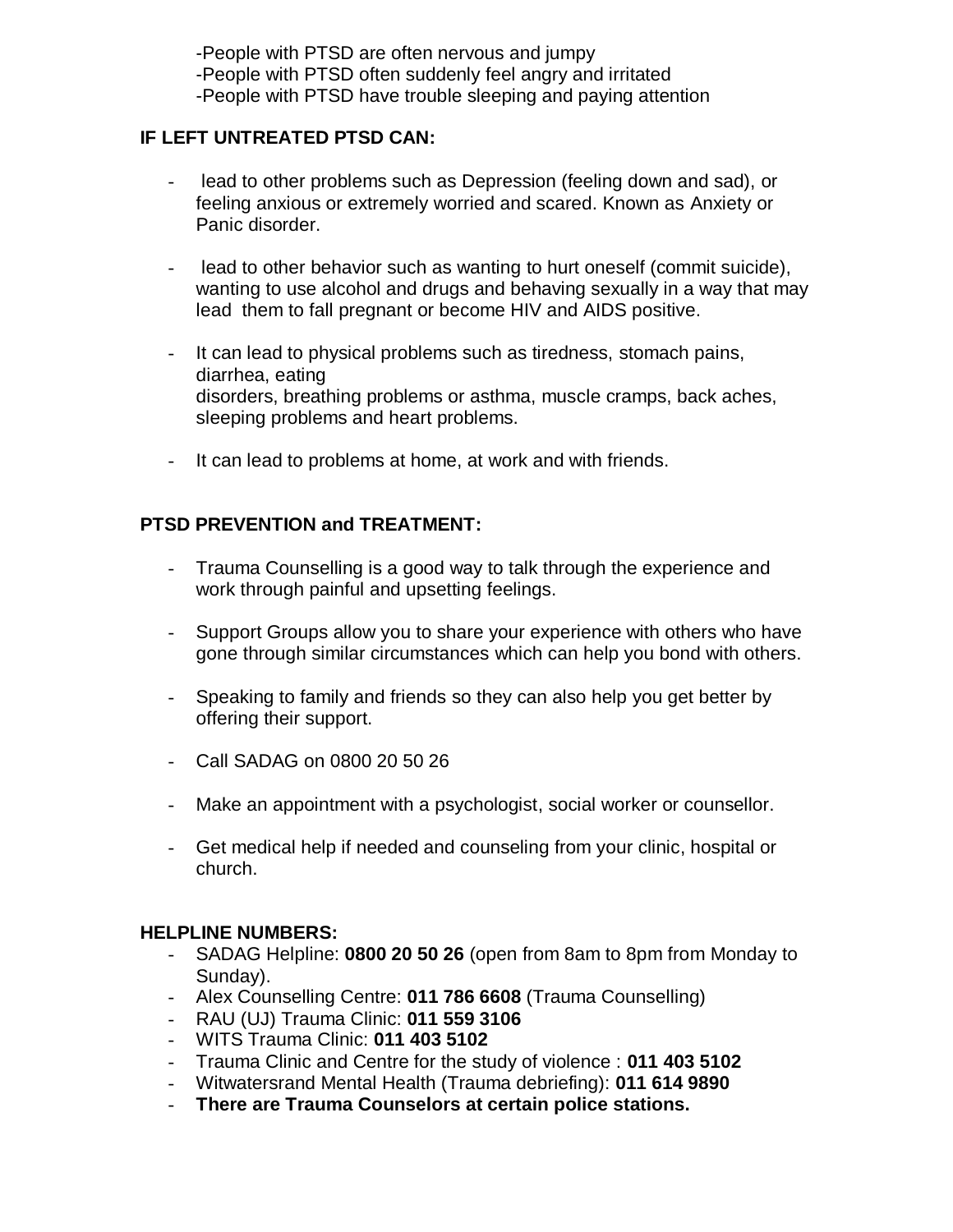-People with PTSD are often nervous and jumpy
-People with PTSD often suddenly feel angry and irritated
-People with PTSD have trouble sleeping and paying attention

**IF LEFT UNTREATED PTSD CAN:**

- lead to other problems such as Depression (feeling down and sad), or feeling anxious or extremely worried and scared. Known as Anxiety or Panic disorder.

- lead to other behavior such as wanting to hurt oneself (commit suicide), wanting to use alcohol and drugs and behaving sexually in a way that may lead them to fall pregnant or become HIV and AIDS positive.

- It can lead to physical problems such as tiredness, stomach pains, diarrhea, eating disorders, breathing problems or asthma, muscle cramps, back aches, sleeping problems and heart problems.

- It can lead to problems at home, at work and with friends.

**PTSD PREVENTION and TREATMENT:**

- Trauma Counselling is a good way to talk through the experience and work through painful and upsetting feelings.

- Support Groups allow you to share your experience with others who have gone through similar circumstances which can help you bond with others.

- Speaking to family and friends so they can also help you get better by offering their support.

- Call SADAG on 0800 20 50 26

- Make an appointment with a psychologist, social worker or counsellor.

- Get medical help if needed and counseling from your clinic, hospital or church.

**HELPLINE NUMBERS:**

- SADAG Helpline: **0800 20 50 26** (open from 8am to 8pm from Monday to Sunday).
- Alex Counselling Centre: **011 786 6608** (Trauma Counselling)
- RAU (UJ) Trauma Clinic: **011 559 3106**
- WITS Trauma Clinic: **011 403 5102**
- Trauma Clinic and Centre for the study of violence : **011 403 5102**
- Witwatersrand Mental Health (Trauma debriefing): **011 614 9890**
- **There are Trauma Counselors at certain police stations.**